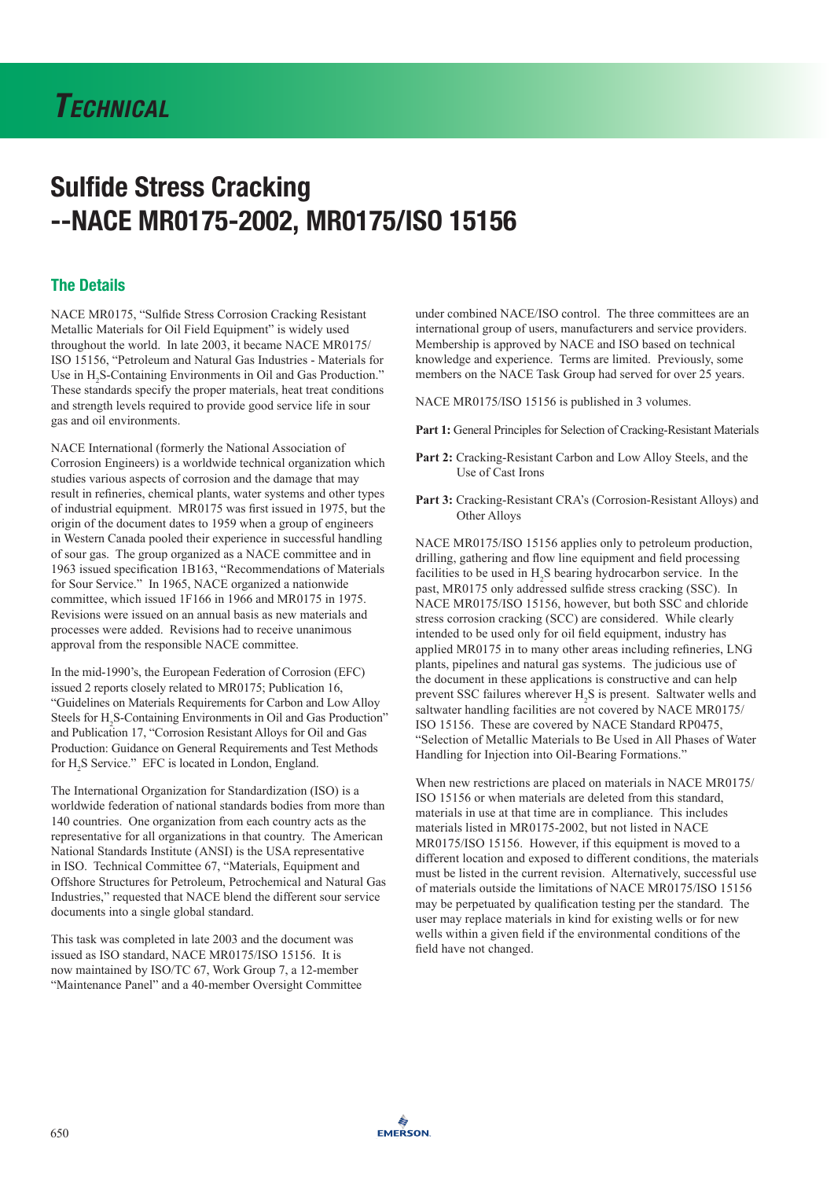# TECHNICAL

# Sulfide Stress Cracking --NACE MR0175-2002, MR0175/ISO 15156

## The Details

NACE MR0175, "Sulfide Stress Corrosion Cracking Resistant Metallic Materials for Oil Field Equipment" is widely used throughout the world. In late 2003, it became NACE MR0175/ISO 15156, "Petroleum and Natural Gas Industries - Materials for Use in $H_2S$-Containing Environments in Oil and Gas Production." These standards specify the proper materials, heat treat conditions and strength levels required to provide good service life in sour gas and oil environments.

NACE International (formerly the National Association of Corrosion Engineers) is a worldwide technical organization which studies various aspects of corrosion and the damage that may result in refineries, chemical plants, water systems and other types of industrial equipment. MR0175 was first issued in 1975, but the origin of the document dates to 1959 when a group of engineers in Western Canada pooled their experience in successful handling of sour gas. The group organized as a NACE committee and in 1963 issued specification 1B163, "Recommendations of Materials for Sour Service." In 1965, NACE organized a nationwide committee, which issued 1F166 in 1966 and MR0175 in 1975. Revisions were issued on an annual basis as new materials and processes were added. Revisions had to receive unanimous approval from the responsible NACE committee.

In the mid-1990's, the European Federation of Corrosion (EFC) issued 2 reports closely related to MR0175; Publication 16, "Guidelines on Materials Requirements for Carbon and Low Alloy Steels for $H_2S$-Containing Environments in Oil and Gas Production" and Publication 17, "Corrosion Resistant Alloys for Oil and Gas Production: Guidance on General Requirements and Test Methods for $H_2S$ Service." EFC is located in London, England.

The International Organization for Standardization (ISO) is a worldwide federation of national standards bodies from more than 140 countries. One organization from each country acts as the representative for all organizations in that country. The American National Standards Institute (ANSI) is the USA representative in ISO. Technical Committee 67, "Materials, Equipment and Offshore Structures for Petroleum, Petrochemical and Natural Gas Industries," requested that NACE blend the different sour service documents into a single global standard.

This task was completed in late 2003 and the document was issued as ISO standard, NACE MR0175/ISO 15156. It is now maintained by ISO/TC 67, Work Group 7, a 12-member "Maintenance Panel" and a 40-member Oversight Committee under combined NACE/ISO control. The three committees are an international group of users, manufacturers and service providers. Membership is approved by NACE and ISO based on technical knowledge and experience. Terms are limited. Previously, some members on the NACE Task Group had served for over 25 years.

NACE MR0175/ISO 15156 is published in 3 volumes.

**Part 1:** General Principles for Selection of Cracking-Resistant Materials

**Part 2:** Cracking-Resistant Carbon and Low Alloy Steels, and the Use of Cast Irons

**Part 3:** Cracking-Resistant CRA's (Corrosion-Resistant Alloys) and Other Alloys

NACE MR0175/ISO 15156 applies only to petroleum production, drilling, gathering and flow line equipment and field processing facilities to be used in $H_2S$ bearing hydrocarbon service. In the past, MR0175 only addressed sulfide stress cracking (SSC). In NACE MR0175/ISO 15156, however, but both SSC and chloride stress corrosion cracking (SCC) are considered. While clearly intended to be used only for oil field equipment, industry has applied MR0175 in to many other areas including refineries, LNG plants, pipelines and natural gas systems. The judicious use of the document in these applications is constructive and can help prevent SSC failures wherever $H_2S$ is present. Saltwater wells and saltwater handling facilities are not covered by NACE MR0175/ISO 15156. These are covered by NACE Standard RP0475, "Selection of Metallic Materials to Be Used in All Phases of Water Handling for Injection into Oil-Bearing Formations."

When new restrictions are placed on materials in NACE MR0175/ISO 15156 or when materials are deleted from this standard, materials in use at that time are in compliance. This includes materials listed in MR0175-2002, but not listed in NACE MR0175/ISO 15156. However, if this equipment is moved to a different location and exposed to different conditions, the materials must be listed in the current revision. Alternatively, successful use of materials outside the limitations of NACE MR0175/ISO 15156 may be perpetuated by qualification testing per the standard. The user may replace materials in kind for existing wells or for new wells within a given field if the environmental conditions of the field have not changed.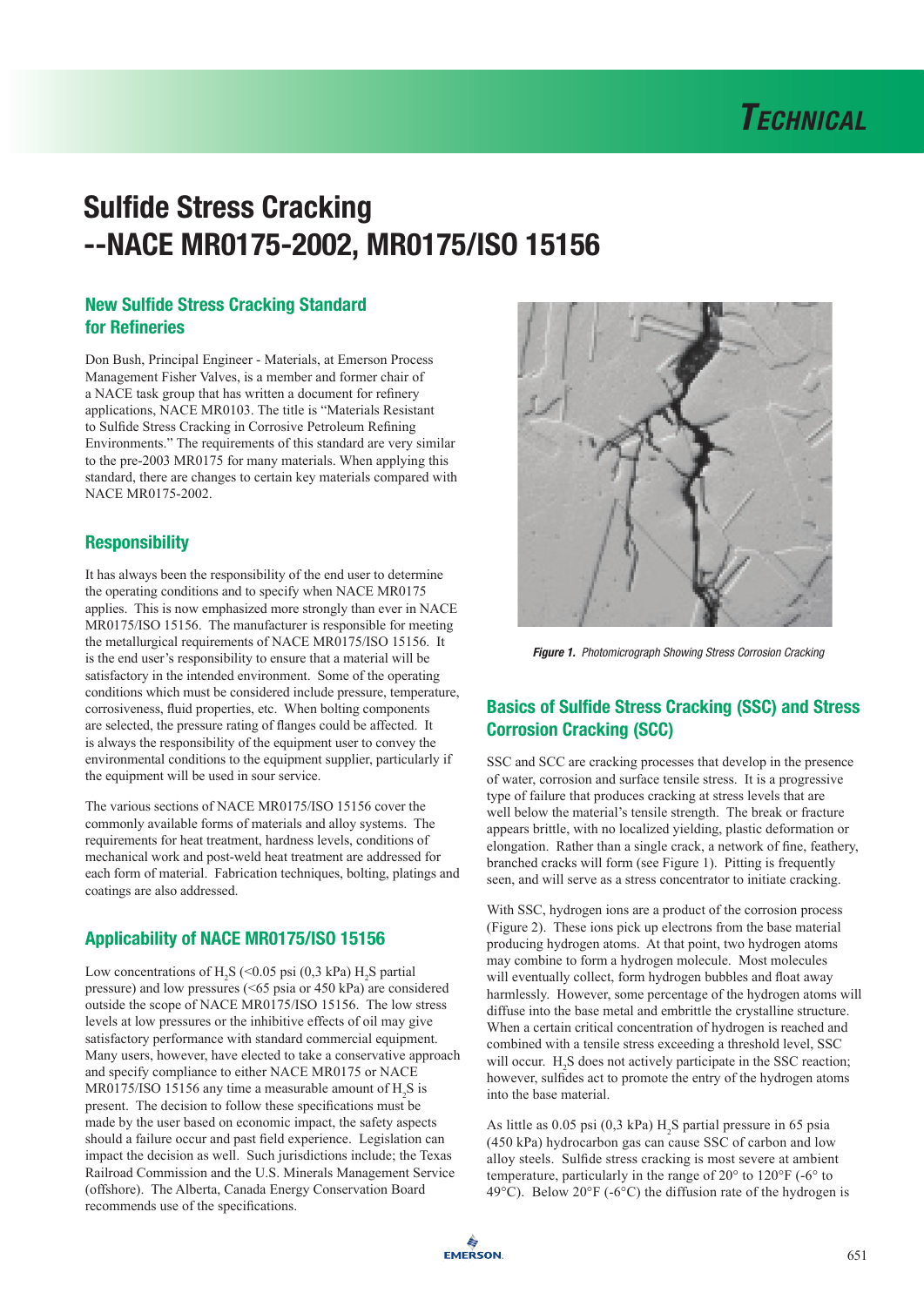# Sulfide Stress Cracking --NACE MR0175-2002, MR0175/ISO 15156

## New Sulfide Stress Cracking Standard for Refineries

Don Bush, Principal Engineer - Materials, at Emerson Process Management Fisher Valves, is a member and former chair of a NACE task group that has written a document for refinery applications, NACE MR0103. The title is "Materials Resistant to Sulfide Stress Cracking in Corrosive Petroleum Refining Environments." The requirements of this standard are very similar to the pre-2003 MR0175 for many materials. When applying this standard, there are changes to certain key materials compared with NACE MR0175-2002.

## Responsibility

It has always been the responsibility of the end user to determine the operating conditions and to specify when NACE MR0175 applies. This is now emphasized more strongly than ever in NACE MR0175/ISO 15156. The manufacturer is responsible for meeting the metallurgical requirements of NACE MR0175/ISO 15156. It is the end user's responsibility to ensure that a material will be satisfactory in the intended environment. Some of the operating conditions which must be considered include pressure, temperature, corrosiveness, fluid properties, etc. When bolting components are selected, the pressure rating of flanges could be affected. It is always the responsibility of the equipment user to convey the environmental conditions to the equipment supplier, particularly if the equipment will be used in sour service.

The various sections of NACE MR0175/ISO 15156 cover the commonly available forms of materials and alloy systems. The requirements for heat treatment, hardness levels, conditions of mechanical work and post-weld heat treatment are addressed for each form of material. Fabrication techniques, bolting, platings and coatings are also addressed.

## Applicability of NACE MR0175/ISO 15156

Low concentrations of $H_2S$ (<0.05 psi (0,3 kPa) $H_2S$ partial pressure) and low pressures (<65 psia or 450 kPa) are considered outside the scope of NACE MR0175/ISO 15156. The low stress levels at low pressures or the inhibitive effects of oil may give satisfactory performance with standard commercial equipment. Many users, however, have elected to take a conservative approach and specify compliance to either NACE MR0175 or NACE MR0175/ISO 15156 any time a measurable amount of $H_2S$ is present. The decision to follow these specifications must be made by the user based on economic impact, the safety aspects should a failure occur and past field experience. Legislation can impact the decision as well. Such jurisdictions include; the Texas Railroad Commission and the U.S. Minerals Management Service (offshore). The Alberta, Canada Energy Conservation Board recommends use of the specifications.

*Figure 1. Photomicrograph Showing Stress Corrosion Cracking*

## Basics of Sulfide Stress Cracking (SSC) and Stress Corrosion Cracking (SCC)

SSC and SCC are cracking processes that develop in the presence of water, corrosion and surface tensile stress. It is a progressive type of failure that produces cracking at stress levels that are well below the material's tensile strength. The break or fracture appears brittle, with no localized yielding, plastic deformation or elongation. Rather than a single crack, a network of fine, feathery, branched cracks will form (see Figure 1). Pitting is frequently seen, and will serve as a stress concentrator to initiate cracking.

With SSC, hydrogen ions are a product of the corrosion process (Figure 2). These ions pick up electrons from the base material producing hydrogen atoms. At that point, two hydrogen atoms may combine to form a hydrogen molecule. Most molecules will eventually collect, form hydrogen bubbles and float away harmlessly. However, some percentage of the hydrogen atoms will diffuse into the base metal and embrittle the crystalline structure. When a certain critical concentration of hydrogen is reached and combined with a tensile stress exceeding a threshold level, SSC will occur. $H_2S$ does not actively participate in the SSC reaction; however, sulfides act to promote the entry of the hydrogen atoms into the base material.

As little as 0.05 psi (0,3 kPa) $H_2S$ partial pressure in 65 psia (450 kPa) hydrocarbon gas can cause SSC of carbon and low alloy steels. Sulfide stress cracking is most severe at ambient temperature, particularly in the range of 20° to 120°F (-6° to 49°C). Below 20°F (-6°C) the diffusion rate of the hydrogen is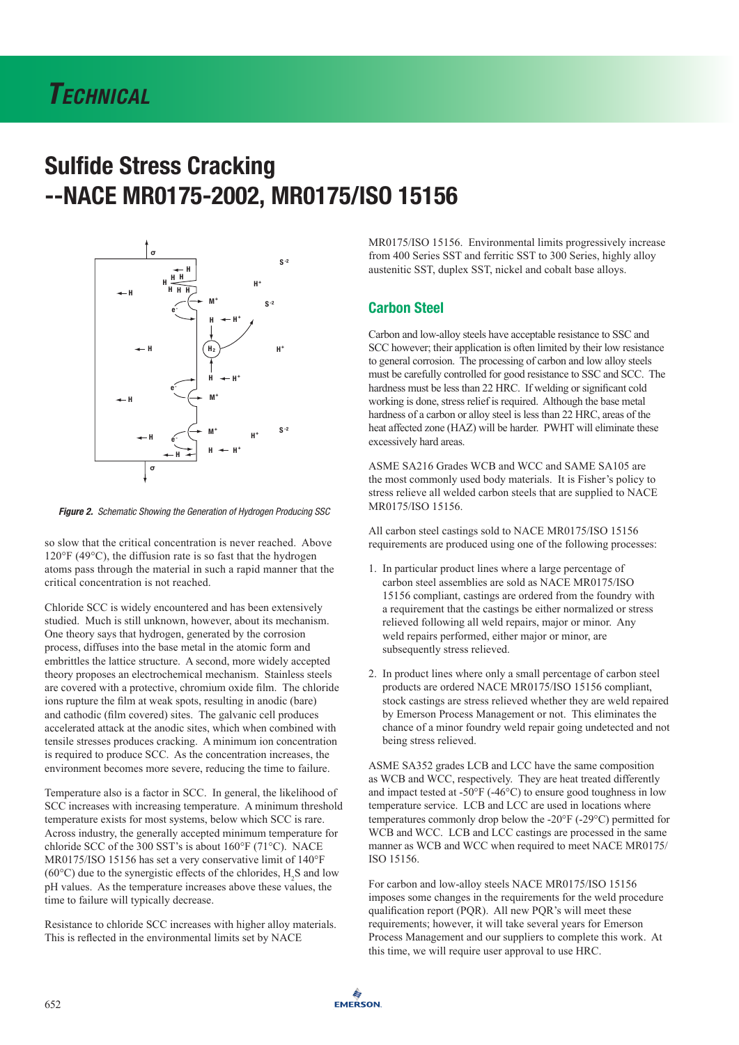# Sulfide Stress Cracking --NACE MR0175-2002, MR0175/ISO 15156

*Figure 2. Schematic Showing the Generation of Hydrogen Producing SSC*

so slow that the critical concentration is never reached. Above 120°F (49°C), the diffusion rate is so fast that the hydrogen atoms pass through the material in such a rapid manner that the critical concentration is not reached.

Chloride SCC is widely encountered and has been extensively studied. Much is still unknown, however, about its mechanism. One theory says that hydrogen, generated by the corrosion process, diffuses into the base metal in the atomic form and embrittles the lattice structure. A second, more widely accepted theory proposes an electrochemical mechanism. Stainless steels are covered with a protective, chromium oxide film. The chloride ions rupture the film at weak spots, resulting in anodic (bare) and cathodic (film covered) sites. The galvanic cell produces accelerated attack at the anodic sites, which when combined with tensile stresses produces cracking. A minimum ion concentration is required to produce SCC. As the concentration increases, the environment becomes more severe, reducing the time to failure.

Temperature also is a factor in SCC. In general, the likelihood of SCC increases with increasing temperature. A minimum threshold temperature exists for most systems, below which SCC is rare. Across industry, the generally accepted minimum temperature for chloride SCC of the 300 SST's is about 160°F (71°C). NACE MR0175/ISO 15156 has set a very conservative limit of 140°F (60°C) due to the synergistic effects of the chlorides, $H_2S$ and low pH values. As the temperature increases above these values, the time to failure will typically decrease.

Resistance to chloride SCC increases with higher alloy materials. This is reflected in the environmental limits set by NACE MR0175/ISO 15156. Environmental limits progressively increase from 400 Series SST and ferritic SST to 300 Series, highly alloy austenitic SST, duplex SST, nickel and cobalt base alloys.

## Carbon Steel

Carbon and low-alloy steels have acceptable resistance to SSC and SCC however; their application is often limited by their low resistance to general corrosion. The processing of carbon and low alloy steels must be carefully controlled for good resistance to SSC and SCC. The hardness must be less than 22 HRC. If welding or significant cold working is done, stress relief is required. Although the base metal hardness of a carbon or alloy steel is less than 22 HRC, areas of the heat affected zone (HAZ) will be harder. PWHT will eliminate these excessively hard areas.

ASME SA216 Grades WCB and WCC and SAME SA105 are the most commonly used body materials. It is Fisher's policy to stress relieve all welded carbon steels that are supplied to NACE MR0175/ISO 15156.

All carbon steel castings sold to NACE MR0175/ISO 15156 requirements are produced using one of the following processes:

1. In particular product lines where a large percentage of carbon steel assemblies are sold as NACE MR0175/ISO 15156 compliant, castings are ordered from the foundry with a requirement that the castings be either normalized or stress relieved following all weld repairs, major or minor. Any weld repairs performed, either major or minor, are subsequently stress relieved.

2. In product lines where only a small percentage of carbon steel products are ordered NACE MR0175/ISO 15156 compliant, stock castings are stress relieved whether they are weld repaired by Emerson Process Management or not. This eliminates the chance of a minor foundry weld repair going undetected and not being stress relieved.

ASME SA352 grades LCB and LCC have the same composition as WCB and WCC, respectively. They are heat treated differently and impact tested at -50°F (-46°C) to ensure good toughness in low temperature service. LCB and LCC are used in locations where temperatures commonly drop below the -20°F (-29°C) permitted for WCB and WCC. LCB and LCC castings are processed in the same manner as WCB and WCC when required to meet NACE MR0175/ ISO 15156.

For carbon and low-alloy steels NACE MR0175/ISO 15156 imposes some changes in the requirements for the weld procedure qualification report (PQR). All new PQR's will meet these requirements; however, it will take several years for Emerson Process Management and our suppliers to complete this work. At this time, we will require user approval to use HRC.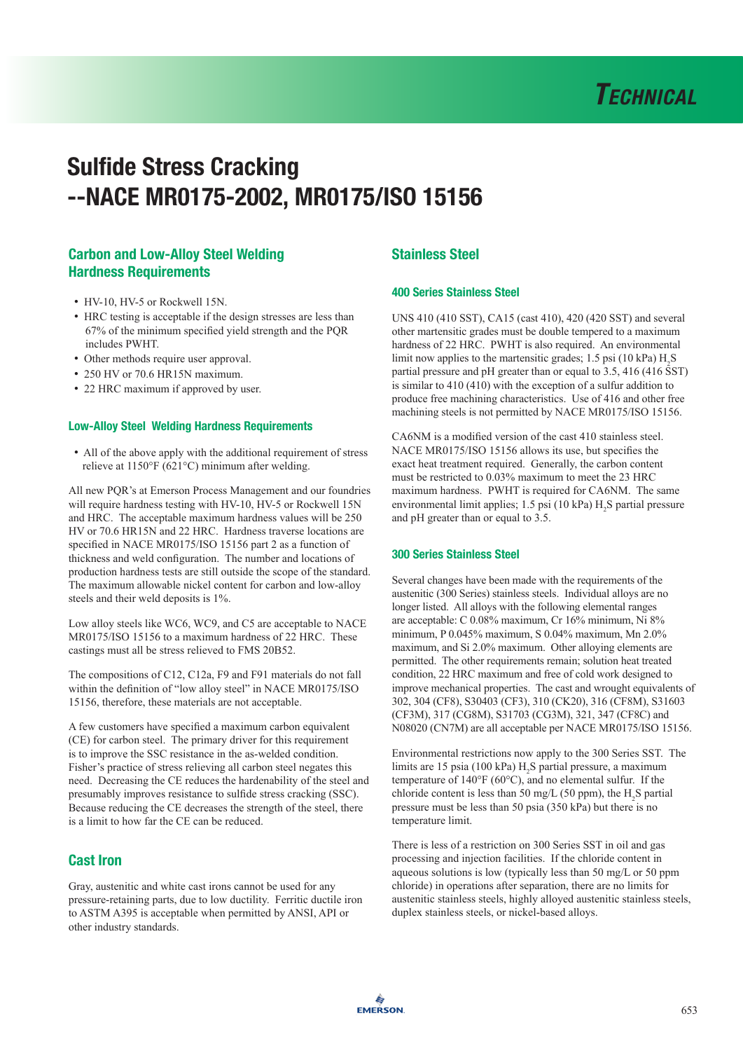# Sulfide Stress Cracking --NACE MR0175-2002, MR0175/ISO 15156

## Carbon and Low-Alloy Steel Welding Hardness Requirements

- HV-10, HV-5 or Rockwell 15N.
- HRC testing is acceptable if the design stresses are less than 67% of the minimum specified yield strength and the PQR includes PWHT.
- Other methods require user approval.
- 250 HV or 70.6 HR15N maximum.
- 22 HRC maximum if approved by user.

### Low-Alloy Steel Welding Hardness Requirements

- All of the above apply with the additional requirement of stress relieve at 1150°F (621°C) minimum after welding.

All new PQR's at Emerson Process Management and our foundries will require hardness testing with HV-10, HV-5 or Rockwell 15N and HRC. The acceptable maximum hardness values will be 250 HV or 70.6 HR15N and 22 HRC. Hardness traverse locations are specified in NACE MR0175/ISO 15156 part 2 as a function of thickness and weld configuration. The number and locations of production hardness tests are still outside the scope of the standard. The maximum allowable nickel content for carbon and low-alloy steels and their weld deposits is 1%.

Low alloy steels like WC6, WC9, and C5 are acceptable to NACE MR0175/ISO 15156 to a maximum hardness of 22 HRC. These castings must all be stress relieved to FMS 20B52.

The compositions of C12, C12a, F9 and F91 materials do not fall within the definition of "low alloy steel" in NACE MR0175/ISO 15156, therefore, these materials are not acceptable.

A few customers have specified a maximum carbon equivalent (CE) for carbon steel. The primary driver for this requirement is to improve the SSC resistance in the as-welded condition. Fisher's practice of stress relieving all carbon steel negates this need. Decreasing the CE reduces the hardenability of the steel and presumably improves resistance to sulfide stress cracking (SSC). Because reducing the CE decreases the strength of the steel, there is a limit to how far the CE can be reduced.

## Cast Iron

Gray, austenitic and white cast irons cannot be used for any pressure-retaining parts, due to low ductility. Ferritic ductile iron to ASTM A395 is acceptable when permitted by ANSI, API or other industry standards.

## Stainless Steel

### 400 Series Stainless Steel

UNS 410 (410 SST), CA15 (cast 410), 420 (420 SST) and several other martensitic grades must be double tempered to a maximum hardness of 22 HRC. PWHT is also required. An environmental limit now applies to the martensitic grades; 1.5 psi (10 kPa) $H_2S$ partial pressure and pH greater than or equal to 3.5, 416 (416 SST) is similar to 410 (410) with the exception of a sulfur addition to produce free machining characteristics. Use of 416 and other free machining steels is not permitted by NACE MR0175/ISO 15156.

CA6NM is a modified version of the cast 410 stainless steel. NACE MR0175/ISO 15156 allows its use, but specifies the exact heat treatment required. Generally, the carbon content must be restricted to 0.03% maximum to meet the 23 HRC maximum hardness. PWHT is required for CA6NM. The same environmental limit applies; 1.5 psi (10 kPa) $H_2S$ partial pressure and pH greater than or equal to 3.5.

### 300 Series Stainless Steel

Several changes have been made with the requirements of the austenitic (300 Series) stainless steels. Individual alloys are no longer listed. All alloys with the following elemental ranges are acceptable: C 0.08% maximum, Cr 16% minimum, Ni 8% minimum, P 0.045% maximum, S 0.04% maximum, Mn 2.0% maximum, and Si 2.0% maximum. Other alloying elements are permitted. The other requirements remain; solution heat treated condition, 22 HRC maximum and free of cold work designed to improve mechanical properties. The cast and wrought equivalents of 302, 304 (CF8), S30403 (CF3), 310 (CK20), 316 (CF8M), S31603 (CF3M), 317 (CG8M), S31703 (CG3M), 321, 347 (CF8C) and N08020 (CN7M) are all acceptable per NACE MR0175/ISO 15156.

Environmental restrictions now apply to the 300 Series SST. The limits are 15 psia (100 kPa) $H_2S$ partial pressure, a maximum temperature of 140°F (60°C), and no elemental sulfur. If the chloride content is less than 50 mg/L (50 ppm), the $H_2S$ partial pressure must be less than 50 psia (350 kPa) but there is no temperature limit.

There is less of a restriction on 300 Series SST in oil and gas processing and injection facilities. If the chloride content in aqueous solutions is low (typically less than 50 mg/L or 50 ppm chloride) in operations after separation, there are no limits for austenitic stainless steels, highly alloyed austenitic stainless steels, duplex stainless steels, or nickel-based alloys.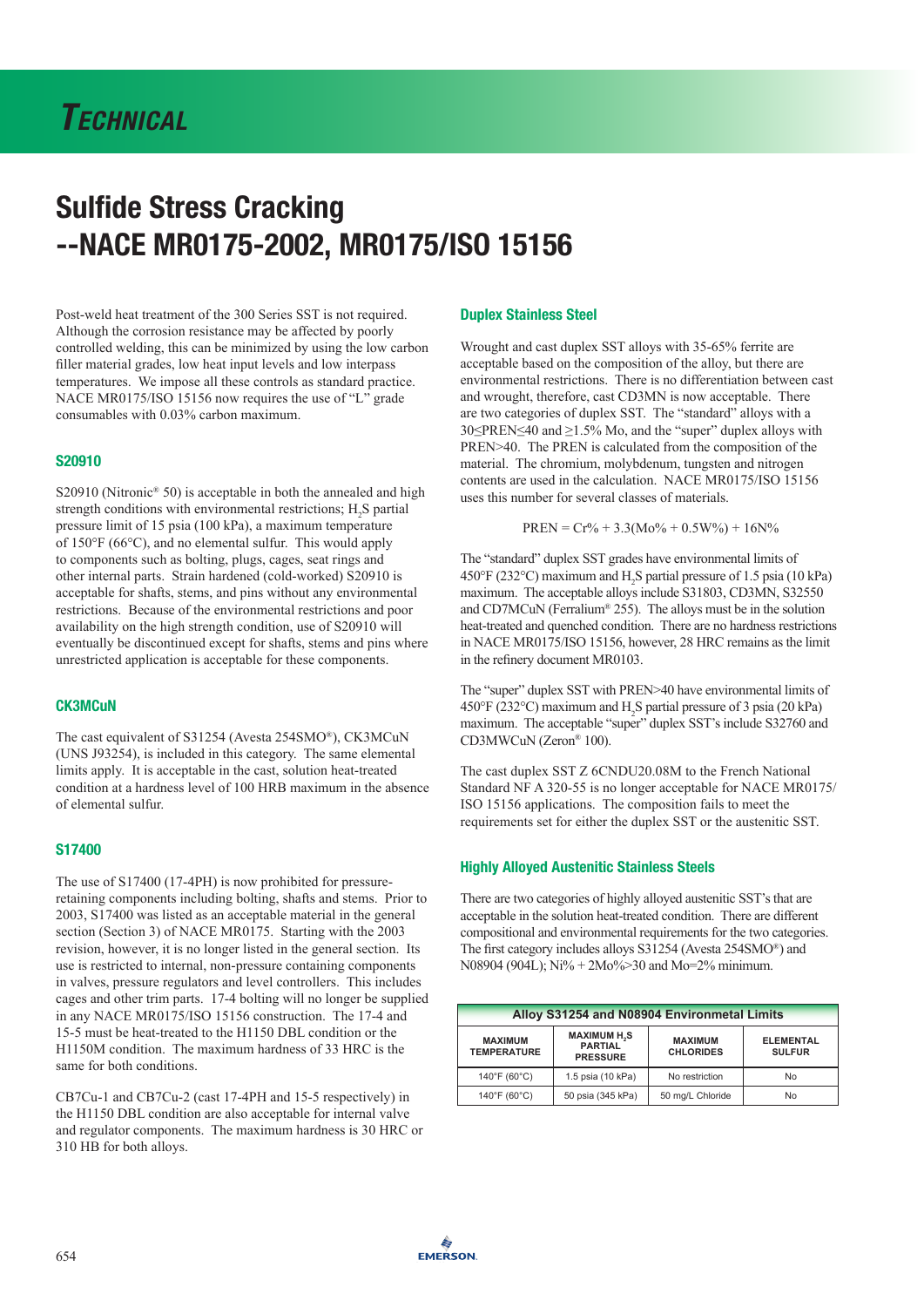# Technical

# Sulfide Stress Cracking --NACE MR0175-2002, MR0175/ISO 15156

Post-weld heat treatment of the 300 Series SST is not required. Although the corrosion resistance may be affected by poorly controlled welding, this can be minimized by using the low carbon filler material grades, low heat input levels and low interpass temperatures. We impose all these controls as standard practice. NACE MR0175/ISO 15156 now requires the use of "L" grade consumables with 0.03% carbon maximum.

### S20910

S20910 (Nitronic® 50) is acceptable in both the annealed and high strength conditions with environmental restrictions; $H_2S$ partial pressure limit of 15 psia (100 kPa), a maximum temperature of 150°F (66°C), and no elemental sulfur. This would apply to components such as bolting, plugs, cages, seat rings and other internal parts. Strain hardened (cold-worked) S20910 is acceptable for shafts, stems, and pins without any environmental restrictions. Because of the environmental restrictions and poor availability on the high strength condition, use of S20910 will eventually be discontinued except for shafts, stems and pins where unrestricted application is acceptable for these components.

### CK3MCuN

The cast equivalent of S31254 (Avesta 254SMO®), CK3MCuN (UNS J93254), is included in this category. The same elemental limits apply. It is acceptable in the cast, solution heat-treated condition at a hardness level of 100 HRB maximum in the absence of elemental sulfur.

### S17400

The use of S17400 (17-4PH) is now prohibited for pressure-retaining components including bolting, shafts and stems. Prior to 2003, S17400 was listed as an acceptable material in the general section (Section 3) of NACE MR0175. Starting with the 2003 revision, however, it is no longer listed in the general section. Its use is restricted to internal, non-pressure containing components in valves, pressure regulators and level controllers. This includes cages and other trim parts. 17-4 bolting will no longer be supplied in any NACE MR0175/ISO 15156 construction. The 17-4 and 15-5 must be heat-treated to the H1150 DBL condition or the H1150M condition. The maximum hardness of 33 HRC is the same for both conditions.

CB7Cu-1 and CB7Cu-2 (cast 17-4PH and 15-5 respectively) in the H1150 DBL condition are also acceptable for internal valve and regulator components. The maximum hardness is 30 HRC or 310 HB for both alloys.

### Duplex Stainless Steel

Wrought and cast duplex SST alloys with 35-65% ferrite are acceptable based on the composition of the alloy, but there are environmental restrictions. There is no differentiation between cast and wrought, therefore, cast CD3MN is now acceptable. There are two categories of duplex SST. The "standard" alloys with a $30 \leq PREN \leq 40$ and $\geq 1.5\%$ Mo, and the "super" duplex alloys with $PREN > 40$. The PREN is calculated from the composition of the material. The chromium, molybdenum, tungsten and nitrogen contents are used in the calculation. NACE MR0175/ISO 15156 uses this number for several classes of materials.

$$PREN = Cr\% + 3.3(Mo\% + 0.5W\%) + 16N\%$$

The "standard" duplex SST grades have environmental limits of 450°F (232°C) maximum and $H_2S$ partial pressure of 1.5 psia (10 kPa) maximum. The acceptable alloys include S31803, CD3MN, S32550 and CD7MCuN (Ferralium® 255). The alloys must be in the solution heat-treated and quenched condition. There are no hardness restrictions in NACE MR0175/ISO 15156, however, 28 HRC remains as the limit in the refinery document MR0103.

The "super" duplex SST with PREN>40 have environmental limits of 450°F (232°C) maximum and $H_2S$ partial pressure of 3 psia (20 kPa) maximum. The acceptable "super" duplex SST's include S32760 and CD3MWCuN (Zeron® 100).

The cast duplex SST Z 6CNDU20.08M to the French National Standard NF A 320-55 is no longer acceptable for NACE MR0175/ISO 15156 applications. The composition fails to meet the requirements set for either the duplex SST or the austenitic SST.

### Highly Alloyed Austenitic Stainless Steels

There are two categories of highly alloyed austenitic SST's that are acceptable in the solution heat-treated condition. There are different compositional and environmental requirements for the two categories. The first category includes alloys S31254 (Avesta 254SMO®) and N08904 (904L); Ni% + 2Mo%>30 and Mo=2% minimum.

**Alloy S31254 and N08904 Environmetal Limits**

| MAXIMUM TEMPERATURE | MAXIMUM $H_2S$ PARTIAL PRESSURE | MAXIMUM CHLORIDES | ELEMENTAL SULFUR |
|---|---|---|---|
| 140°F (60°C) | 1.5 psia (10 kPa) | No restriction | No |
| 140°F (60°C) | 50 psia (345 kPa) | 50 mg/L Chloride | No |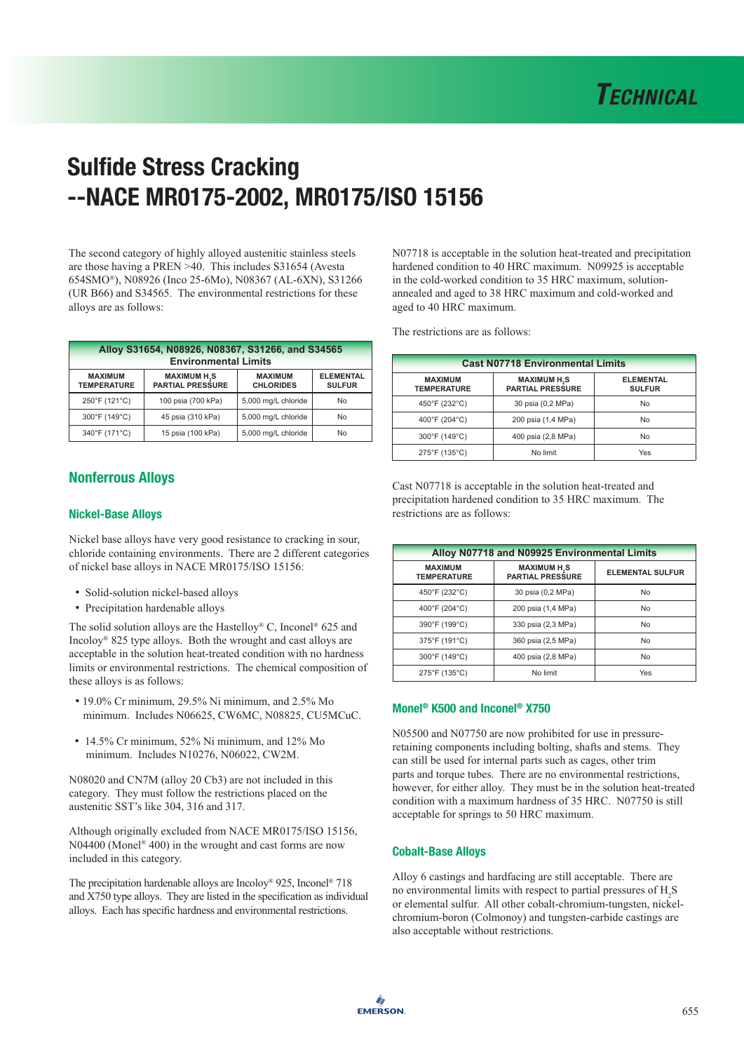# Sulfide Stress Cracking --NACE MR0175-2002, MR0175/ISO 15156

The second category of highly alloyed austenitic stainless steels are those having a PREN >40. This includes S31654 (Avesta 654SMO®), N08926 (Inco 25-6Mo), N08367 (AL-6XN), S31266 (UR B66) and S34565. The environmental restrictions for these alloys are as follows:

| Alloy S31654, N08926, N08367, S31266, and S34565 Environmental Limits | | | |
|---|---|---|---|
| MAXIMUM TEMPERATURE | MAXIMUM $H_2S$ PARTIAL PRESSURE | MAXIMUM CHLORIDES | ELEMENTAL SULFUR |
| 250°F (121°C) | 100 psia (700 kPa) | 5,000 mg/L chloride | No |
| 300°F (149°C) | 45 psia (310 kPa) | 5,000 mg/L chloride | No |
| 340°F (171°C) | 15 psia (100 kPa) | 5,000 mg/L chloride | No |

## Nonferrous Alloys

### Nickel-Base Alloys

Nickel base alloys have very good resistance to cracking in sour, chloride containing environments. There are 2 different categories of nickel base alloys in NACE MR0175/ISO 15156:

- Solid-solution nickel-based alloys
- Precipitation hardenable alloys

The solid solution alloys are the Hastelloy® C, Inconel® 625 and Incoloy® 825 type alloys. Both the wrought and cast alloys are acceptable in the solution heat-treated condition with no hardness limits or environmental restrictions. The chemical composition of these alloys is as follows:

- 19.0% Cr minimum, 29.5% Ni minimum, and 2.5% Mo minimum. Includes N06625, CW6MC, N08825, CU5MCuC.
- 14.5% Cr minimum, 52% Ni minimum, and 12% Mo minimum. Includes N10276, N06022, CW2M.

N08020 and CN7M (alloy 20 Cb3) are not included in this category. They must follow the restrictions placed on the austenitic SST's like 304, 316 and 317.

Although originally excluded from NACE MR0175/ISO 15156, N04400 (Monel® 400) in the wrought and cast forms are now included in this category.

The precipitation hardenable alloys are Incoloy® 925, Inconel® 718 and X750 type alloys. They are listed in the specification as individual alloys. Each has specific hardness and environmental restrictions.

N07718 is acceptable in the solution heat-treated and precipitation hardened condition to 40 HRC maximum. N09925 is acceptable in the cold-worked condition to 35 HRC maximum, solution-annealed and aged to 38 HRC maximum and cold-worked and aged to 40 HRC maximum.

The restrictions are as follows:

| Cast N07718 Environmental Limits | | |
|---|---|---|
| MAXIMUM TEMPERATURE | MAXIMUM $H_2S$ PARTIAL PRESSURE | ELEMENTAL SULFUR |
| 450°F (232°C) | 30 psia (0,2 MPa) | No |
| 400°F (204°C) | 200 psia (1,4 MPa) | No |
| 300°F (149°C) | 400 psia (2,8 MPa) | No |
| 275°F (135°C) | No limit | Yes |

Cast N07718 is acceptable in the solution heat-treated and precipitation hardened condition to 35 HRC maximum. The restrictions are as follows:

| Alloy N07718 and N09925 Environmental Limits | | |
|---|---|---|
| MAXIMUM TEMPERATURE | MAXIMUM $H_2S$ PARTIAL PRESSURE | ELEMENTAL SULFUR |
| 450°F (232°C) | 30 psia (0,2 MPa) | No |
| 400°F (204°C) | 200 psia (1,4 MPa) | No |
| 390°F (199°C) | 330 psia (2,3 MPa) | No |
| 375°F (191°C) | 360 psia (2,5 MPa) | No |
| 300°F (149°C) | 400 psia (2,8 MPa) | No |
| 275°F (135°C) | No limit | Yes |

### Monel® K500 and Inconel® X750

N05500 and N07750 are now prohibited for use in pressure-retaining components including bolting, shafts and stems. They can still be used for internal parts such as cages, other trim parts and torque tubes. There are no environmental restrictions, however, for either alloy. They must be in the solution heat-treated condition with a maximum hardness of 35 HRC. N07750 is still acceptable for springs to 50 HRC maximum.

### Cobalt-Base Alloys

Alloy 6 castings and hardfacing are still acceptable. There are no environmental limits with respect to partial pressures of $H_2S$ or elemental sulfur. All other cobalt-chromium-tungsten, nickel-chromium-boron (Colmonoy) and tungsten-carbide castings are also acceptable without restrictions.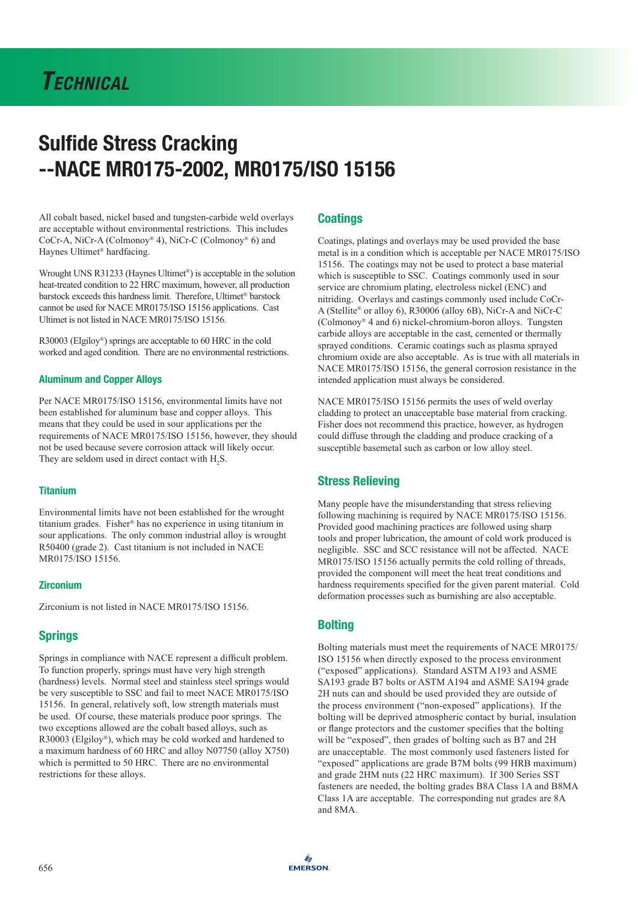# Sulfide Stress Cracking --NACE MR0175-2002, MR0175/ISO 15156

All cobalt based, nickel based and tungsten-carbide weld overlays are acceptable without environmental restrictions. This includes CoCr-A, NiCr-A (Colmonoy® 4), NiCr-C (Colmonoy® 6) and Haynes Ultimet® hardfacing.

Wrought UNS R31233 (Haynes Ultimet®) is acceptable in the solution heat-treated condition to 22 HRC maximum, however, all production barstock exceeds this hardness limit. Therefore, Ultimet® barstock cannot be used for NACE MR0175/ISO 15156 applications. Cast Ultimet is not listed in NACE MR0175/ISO 15156.

R30003 (Elgiloy®) springs are acceptable to 60 HRC in the cold worked and aged condition. There are no environmental restrictions.

### Aluminum and Copper Alloys

Per NACE MR0175/ISO 15156, environmental limits have not been established for aluminum base and copper alloys. This means that they could be used in sour applications per the requirements of NACE MR0175/ISO 15156, however, they should not be used because severe corrosion attack will likely occur. They are seldom used in direct contact with $H_2S$.

### Titanium

Environmental limits have not been established for the wrought titanium grades. Fisher® has no experience in using titanium in sour applications. The only common industrial alloy is wrought R50400 (grade 2). Cast titanium is not included in NACE MR0175/ISO 15156.

### Zirconium

Zirconium is not listed in NACE MR0175/ISO 15156.

## Springs

Springs in compliance with NACE represent a difficult problem. To function properly, springs must have very high strength (hardness) levels. Normal steel and stainless steel springs would be very susceptible to SSC and fail to meet NACE MR0175/ISO 15156. In general, relatively soft, low strength materials must be used. Of course, these materials produce poor springs. The two exceptions allowed are the cobalt based alloys, such as R30003 (Elgiloy®), which may be cold worked and hardened to a maximum hardness of 60 HRC and alloy N07750 (alloy X750) which is permitted to 50 HRC. There are no environmental restrictions for these alloys.

## Coatings

Coatings, platings and overlays may be used provided the base metal is in a condition which is acceptable per NACE MR0175/ISO 15156. The coatings may not be used to protect a base material which is susceptible to SSC. Coatings commonly used in sour service are chromium plating, electroless nickel (ENC) and nitriding. Overlays and castings commonly used include CoCr-A (Stellite® or alloy 6), R30006 (alloy 6B), NiCr-A and NiCr-C (Colmonoy® 4 and 6) nickel-chromium-boron alloys. Tungsten carbide alloys are acceptable in the cast, cemented or thermally sprayed conditions. Ceramic coatings such as plasma sprayed chromium oxide are also acceptable. As is true with all materials in NACE MR0175/ISO 15156, the general corrosion resistance in the intended application must always be considered.

NACE MR0175/ISO 15156 permits the uses of weld overlay cladding to protect an unacceptable base material from cracking. Fisher does not recommend this practice, however, as hydrogen could diffuse through the cladding and produce cracking of a susceptible basemetal such as carbon or low alloy steel.

## Stress Relieving

Many people have the misunderstanding that stress relieving following machining is required by NACE MR0175/ISO 15156. Provided good machining practices are followed using sharp tools and proper lubrication, the amount of cold work produced is negligible. SSC and SCC resistance will not be affected. NACE MR0175/ISO 15156 actually permits the cold rolling of threads, provided the component will meet the heat treat conditions and hardness requirements specified for the given parent material. Cold deformation processes such as burnishing are also acceptable.

## Bolting

Bolting materials must meet the requirements of NACE MR0175/ISO 15156 when directly exposed to the process environment ("exposed" applications). Standard ASTM A193 and ASME SA193 grade B7 bolts or ASTM A194 and ASME SA194 grade 2H nuts can and should be used provided they are outside of the process environment ("non-exposed" applications). If the bolting will be deprived atmospheric contact by burial, insulation or flange protectors and the customer specifies that the bolting will be "exposed", then grades of bolting such as B7 and 2H are unacceptable. The most commonly used fasteners listed for "exposed" applications are grade B7M bolts (99 HRB maximum) and grade 2HM nuts (22 HRC maximum). If 300 Series SST fasteners are needed, the bolting grades B8A Class 1A and B8MA Class 1A are acceptable. The corresponding nut grades are 8A and 8MA.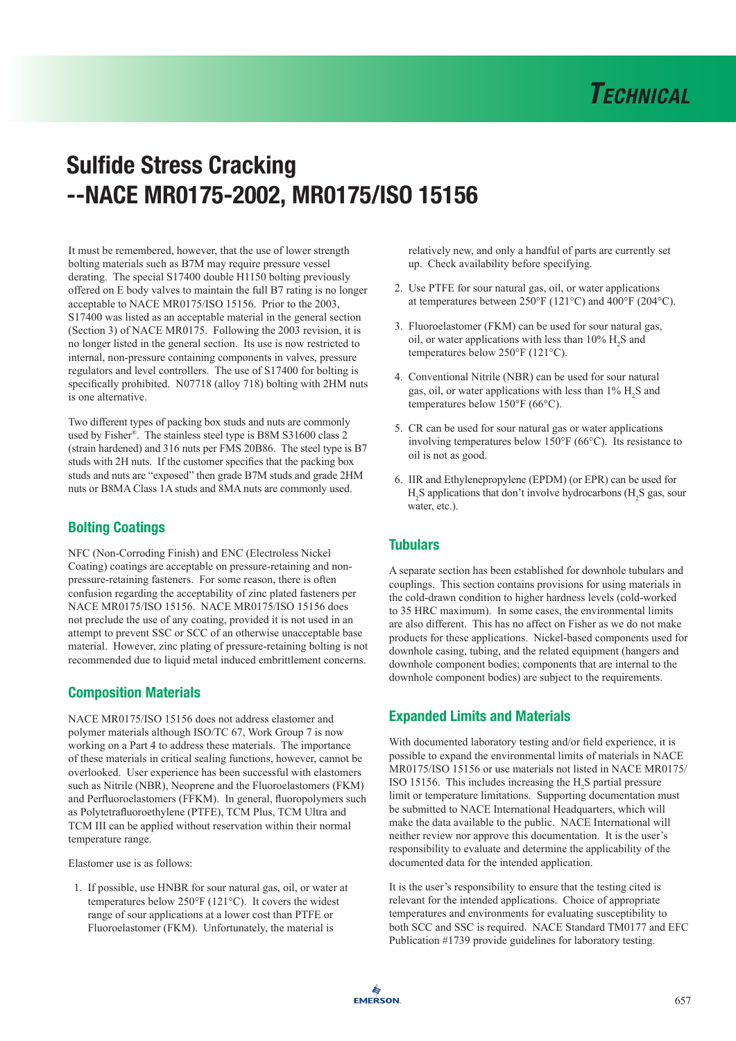# Sulfide Stress Cracking --NACE MR0175-2002, MR0175/ISO 15156

It must be remembered, however, that the use of lower strength bolting materials such as B7M may require pressure vessel derating. The special S17400 double H1150 bolting previously offered on E body valves to maintain the full B7 rating is no longer acceptable to NACE MR0175/ISO 15156. Prior to the 2003, S17400 was listed as an acceptable material in the general section (Section 3) of NACE MR0175. Following the 2003 revision, it is no longer listed in the general section. Its use is now restricted to internal, non-pressure containing components in valves, pressure regulators and level controllers. The use of S17400 for bolting is specifically prohibited. N07718 (alloy 718) bolting with 2HM nuts is one alternative.

Two different types of packing box studs and nuts are commonly used by Fisher®. The stainless steel type is B8M S31600 class 2 (strain hardened) and 316 nuts per FMS 20B86. The steel type is B7 studs with 2H nuts. If the customer specifies that the packing box studs and nuts are "exposed" then grade B7M studs and grade 2HM nuts or B8MA Class 1A studs and 8MA nuts are commonly used.

## Bolting Coatings

NFC (Non-Corroding Finish) and ENC (Electroless Nickel Coating) coatings are acceptable on pressure-retaining and non-pressure-retaining fasteners. For some reason, there is often confusion regarding the acceptability of zinc plated fasteners per NACE MR0175/ISO 15156. NACE MR0175/ISO 15156 does not preclude the use of any coating, provided it is not used in an attempt to prevent SSC or SCC of an otherwise unacceptable base material. However, zinc plating of pressure-retaining bolting is not recommended due to liquid metal induced embrittlement concerns.

## Composition Materials

NACE MR0175/ISO 15156 does not address elastomer and polymer materials although ISO/TC 67, Work Group 7 is now working on a Part 4 to address these materials. The importance of these materials in critical sealing functions, however, cannot be overlooked. User experience has been successful with elastomers such as Nitrile (NBR), Neoprene and the Fluoroelastomers (FKM) and Perfluoroelastomers (FFKM). In general, fluoropolymers such as Polytetrafluoroethylene (PTFE), TCM Plus, TCM Ultra and TCM III can be applied without reservation within their normal temperature range.

Elastomer use is as follows:

1. If possible, use HNBR for sour natural gas, oil, or water at temperatures below 250°F (121°C). It covers the widest range of sour applications at a lower cost than PTFE or Fluoroelastomer (FKM). Unfortunately, the material is relatively new, and only a handful of parts are currently set up. Check availability before specifying.
2. Use PTFE for sour natural gas, oil, or water applications at temperatures between 250°F (121°C) and 400°F (204°C).
3. Fluoroelastomer (FKM) can be used for sour natural gas, oil, or water applications with less than 10% $H_2S$ and temperatures below 250°F (121°C).
4. Conventional Nitrile (NBR) can be used for sour natural gas, oil, or water applications with less than 1% $H_2S$ and temperatures below 150°F (66°C).
5. CR can be used for sour natural gas or water applications involving temperatures below 150°F (66°C). Its resistance to oil is not as good.
6. IIR and Ethylenepropylene (EPDM) (or EPR) can be used for $H_2S$ applications that don't involve hydrocarbons ($H_2S$ gas, sour water, etc.).

## Tubulars

A separate section has been established for downhole tubulars and couplings. This section contains provisions for using materials in the cold-drawn condition to higher hardness levels (cold-worked to 35 HRC maximum). In some cases, the environmental limits are also different. This has no affect on Fisher as we do not make products for these applications. Nickel-based components used for downhole casing, tubing, and the related equipment (hangers and downhole component bodies; components that are internal to the downhole component bodies) are subject to the requirements.

## Expanded Limits and Materials

With documented laboratory testing and/or field experience, it is possible to expand the environmental limits of materials in NACE MR0175/ISO 15156 or use materials not listed in NACE MR0175/ISO 15156. This includes increasing the $H_2S$ partial pressure limit or temperature limitations. Supporting documentation must be submitted to NACE International Headquarters, which will make the data available to the public. NACE International will neither review nor approve this documentation. It is the user's responsibility to evaluate and determine the applicability of the documented data for the intended application.

It is the user's responsibility to ensure that the testing cited is relevant for the intended applications. Choice of appropriate temperatures and environments for evaluating susceptibility to both SCC and SSC is required. NACE Standard TM0177 and EFC Publication #1739 provide guidelines for laboratory testing.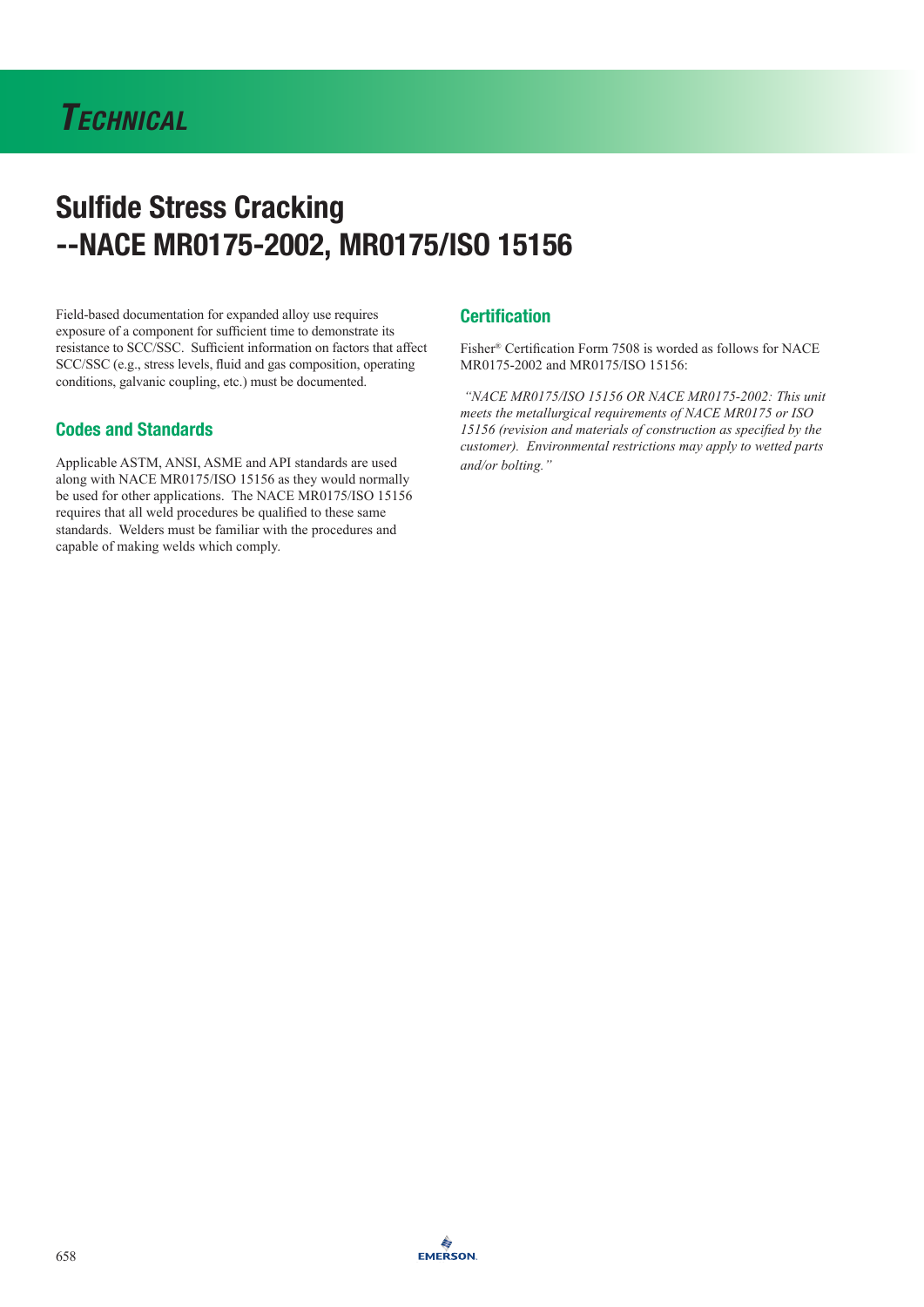# Sulfide Stress Cracking --NACE MR0175-2002, MR0175/ISO 15156

Field-based documentation for expanded alloy use requires exposure of a component for sufficient time to demonstrate its resistance to SCC/SSC. Sufficient information on factors that affect SCC/SSC (e.g., stress levels, fluid and gas composition, operating conditions, galvanic coupling, etc.) must be documented.

## Codes and Standards

Applicable ASTM, ANSI, ASME and API standards are used along with NACE MR0175/ISO 15156 as they would normally be used for other applications. The NACE MR0175/ISO 15156 requires that all weld procedures be qualified to these same standards. Welders must be familiar with the procedures and capable of making welds which comply.

## Certification

Fisher® Certification Form 7508 is worded as follows for NACE MR0175-2002 and MR0175/ISO 15156:

*"NACE MR0175/ISO 15156 OR NACE MR0175-2002: This unit meets the metallurgical requirements of NACE MR0175 or ISO 15156 (revision and materials of construction as specified by the customer). Environmental restrictions may apply to wetted parts and/or bolting."*